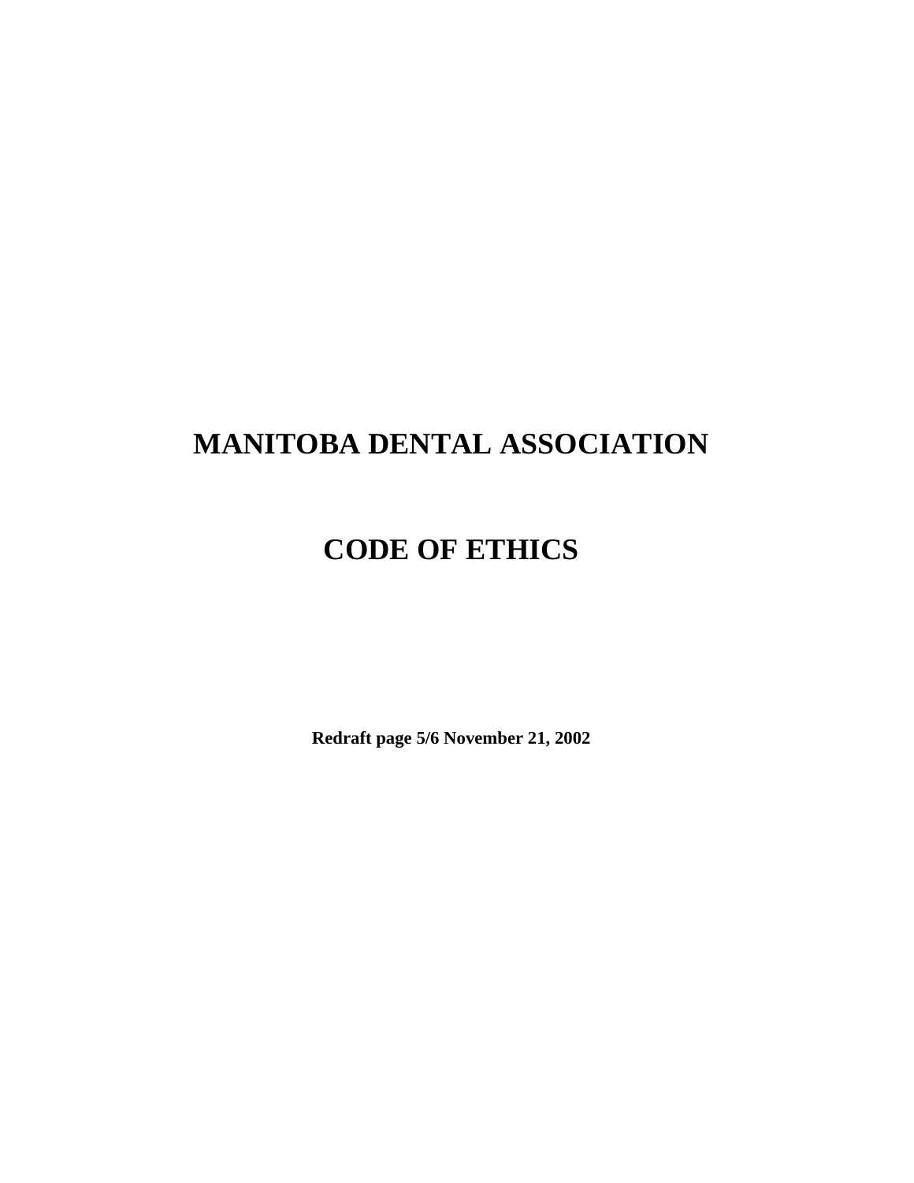# MANITOBA DENTAL ASSOCIATION

# CODE OF ETHICS

**Redraft page 5/6 November 21, 2002**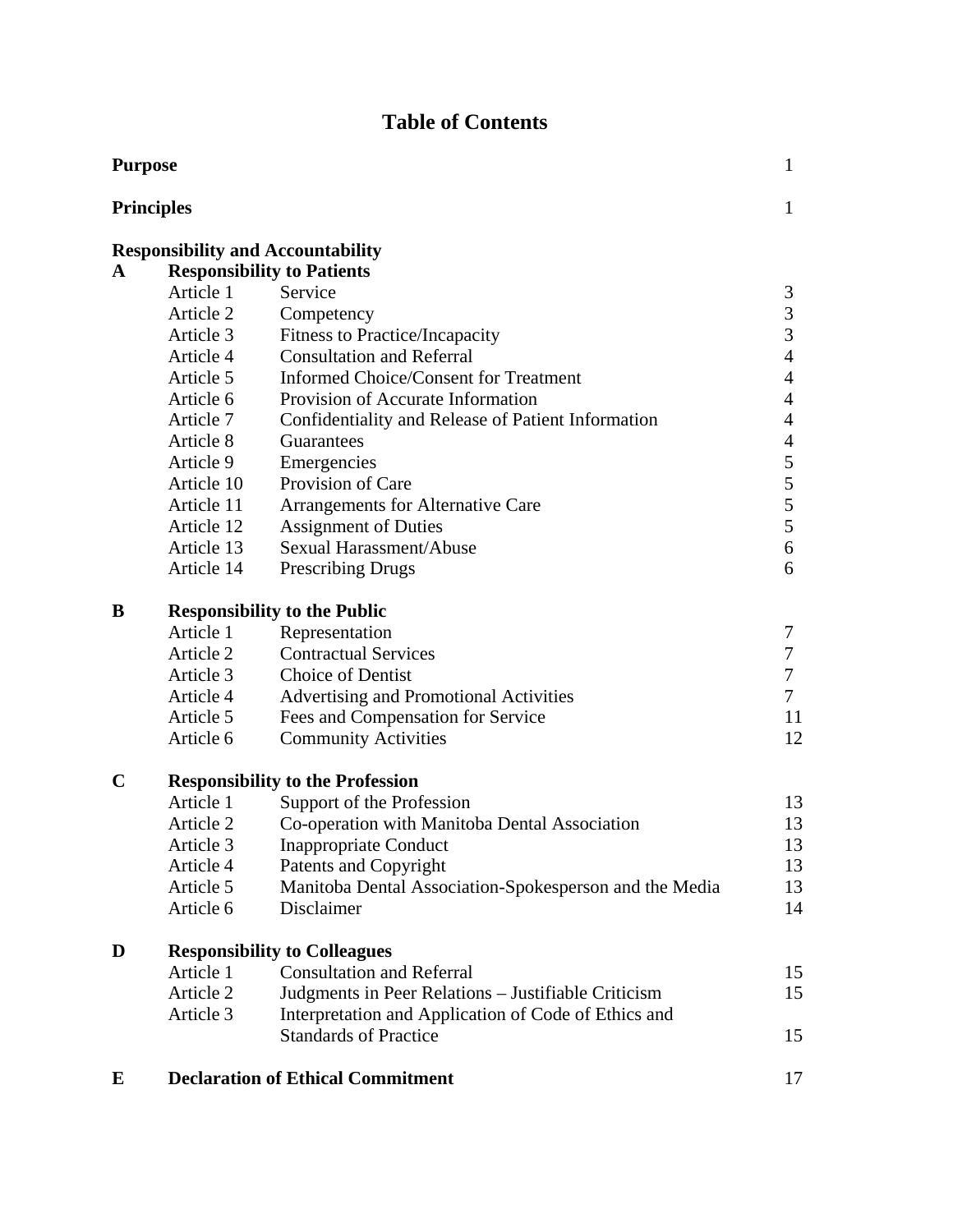# Table of Contents

| | | | |
|---|---|---|---|
| **Purpose** | | | 1 |
| **Principles** | | | 1 |
| **Responsibility and Accountability** | | | |
| **A** | **Responsibility to Patients** | | |
| | Article 1 | Service | 3 |
| | Article 2 | Competency | 3 |
| | Article 3 | Fitness to Practice/Incapacity | 3 |
| | Article 4 | Consultation and Referral | 4 |
| | Article 5 | Informed Choice/Consent for Treatment | 4 |
| | Article 6 | Provision of Accurate Information | 4 |
| | Article 7 | Confidentiality and Release of Patient Information | 4 |
| | Article 8 | Guarantees | 4 |
| | Article 9 | Emergencies | 5 |
| | Article 10 | Provision of Care | 5 |
| | Article 11 | Arrangements for Alternative Care | 5 |
| | Article 12 | Assignment of Duties | 5 |
| | Article 13 | Sexual Harassment/Abuse | 6 |
| | Article 14 | Prescribing Drugs | 6 |
| **B** | **Responsibility to the Public** | | |
| | Article 1 | Representation | 7 |
| | Article 2 | Contractual Services | 7 |
| | Article 3 | Choice of Dentist | 7 |
| | Article 4 | Advertising and Promotional Activities | 7 |
| | Article 5 | Fees and Compensation for Service | 11 |
| | Article 6 | Community Activities | 12 |
| **C** | **Responsibility to the Profession** | | |
| | Article 1 | Support of the Profession | 13 |
| | Article 2 | Co-operation with Manitoba Dental Association | 13 |
| | Article 3 | Inappropriate Conduct | 13 |
| | Article 4 | Patents and Copyright | 13 |
| | Article 5 | Manitoba Dental Association-Spokesperson and the Media | 13 |
| | Article 6 | Disclaimer | 14 |
| **D** | **Responsibility to Colleagues** | | |
| | Article 1 | Consultation and Referral | 15 |
| | Article 2 | Judgments in Peer Relations – Justifiable Criticism | 15 |
| | Article 3 | Interpretation and Application of Code of Ethics and Standards of Practice | 15 |
| **E** | **Declaration of Ethical Commitment** | | 17 |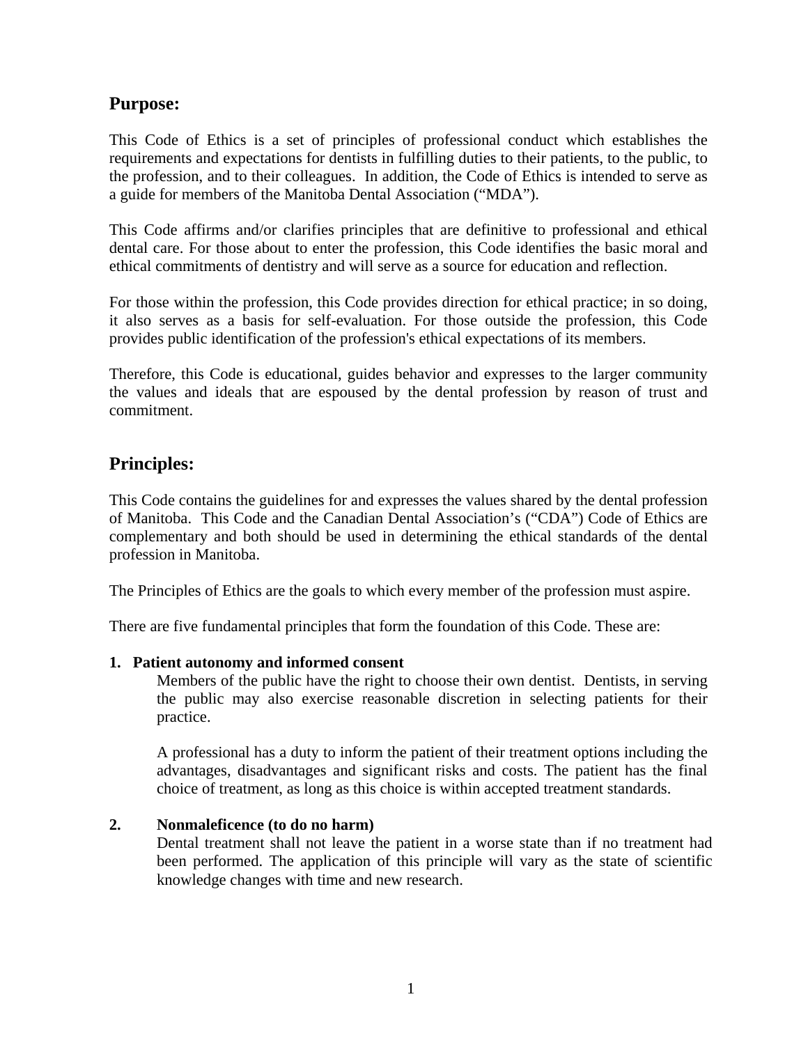## Purpose:

This Code of Ethics is a set of principles of professional conduct which establishes the requirements and expectations for dentists in fulfilling duties to their patients, to the public, to the profession, and to their colleagues. In addition, the Code of Ethics is intended to serve as a guide for members of the Manitoba Dental Association ("MDA").

This Code affirms and/or clarifies principles that are definitive to professional and ethical dental care. For those about to enter the profession, this Code identifies the basic moral and ethical commitments of dentistry and will serve as a source for education and reflection.

For those within the profession, this Code provides direction for ethical practice; in so doing, it also serves as a basis for self-evaluation. For those outside the profession, this Code provides public identification of the profession's ethical expectations of its members.

Therefore, this Code is educational, guides behavior and expresses to the larger community the values and ideals that are espoused by the dental profession by reason of trust and commitment.

## Principles:

This Code contains the guidelines for and expresses the values shared by the dental profession of Manitoba. This Code and the Canadian Dental Association's ("CDA") Code of Ethics are complementary and both should be used in determining the ethical standards of the dental profession in Manitoba.

The Principles of Ethics are the goals to which every member of the profession must aspire.

There are five fundamental principles that form the foundation of this Code. These are:

**1. Patient autonomy and informed consent**

Members of the public have the right to choose their own dentist. Dentists, in serving the public may also exercise reasonable discretion in selecting patients for their practice.

A professional has a duty to inform the patient of their treatment options including the advantages, disadvantages and significant risks and costs. The patient has the final choice of treatment, as long as this choice is within accepted treatment standards.

**2. Nonmaleficence (to do no harm)**

Dental treatment shall not leave the patient in a worse state than if no treatment had been performed. The application of this principle will vary as the state of scientific knowledge changes with time and new research.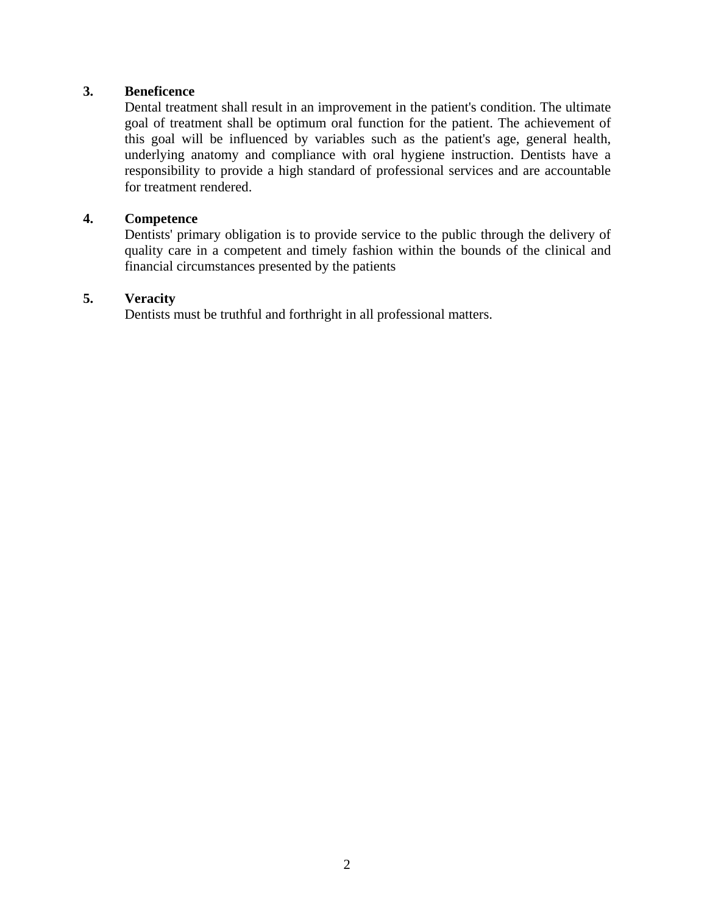### 3. Beneficence

Dental treatment shall result in an improvement in the patient's condition. The ultimate goal of treatment shall be optimum oral function for the patient. The achievement of this goal will be influenced by variables such as the patient's age, general health, underlying anatomy and compliance with oral hygiene instruction. Dentists have a responsibility to provide a high standard of professional services and are accountable for treatment rendered.

### 4. Competence

Dentists' primary obligation is to provide service to the public through the delivery of quality care in a competent and timely fashion within the bounds of the clinical and financial circumstances presented by the patients

### 5. Veracity

Dentists must be truthful and forthright in all professional matters.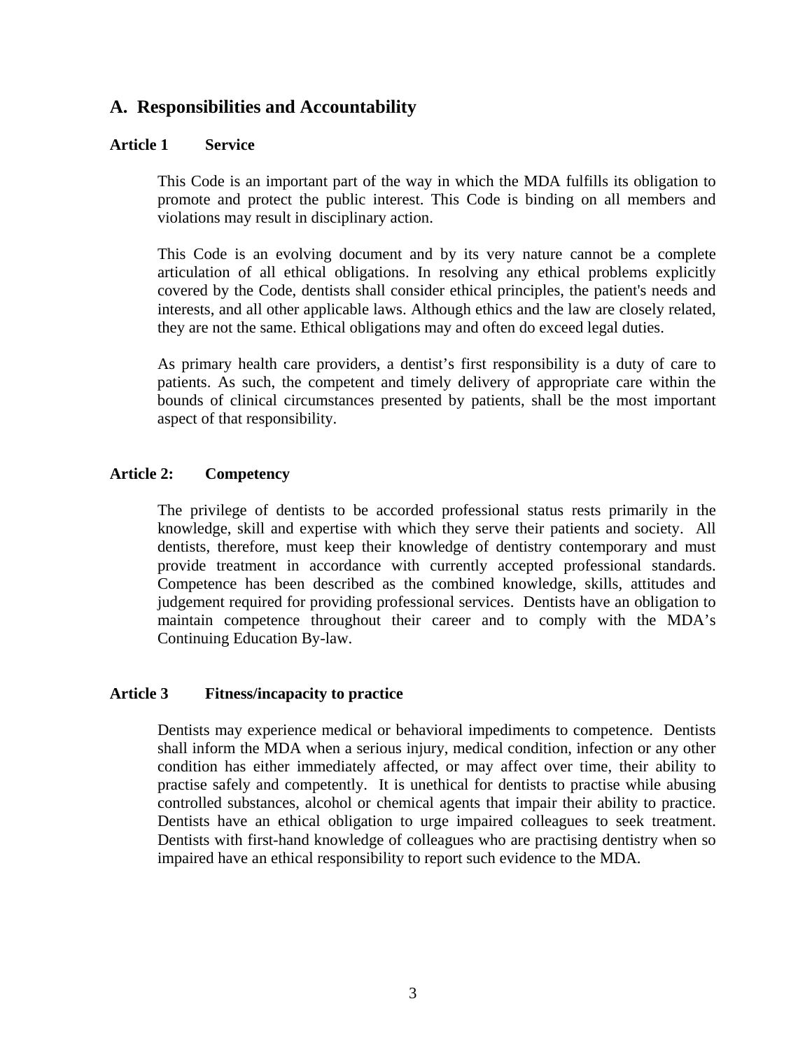## A. Responsibilities and Accountability

### Article 1 Service

This Code is an important part of the way in which the MDA fulfills its obligation to promote and protect the public interest. This Code is binding on all members and violations may result in disciplinary action.

This Code is an evolving document and by its very nature cannot be a complete articulation of all ethical obligations. In resolving any ethical problems explicitly covered by the Code, dentists shall consider ethical principles, the patient's needs and interests, and all other applicable laws. Although ethics and the law are closely related, they are not the same. Ethical obligations may and often do exceed legal duties.

As primary health care providers, a dentist's first responsibility is a duty of care to patients. As such, the competent and timely delivery of appropriate care within the bounds of clinical circumstances presented by patients, shall be the most important aspect of that responsibility.

### Article 2: Competency

The privilege of dentists to be accorded professional status rests primarily in the knowledge, skill and expertise with which they serve their patients and society. All dentists, therefore, must keep their knowledge of dentistry contemporary and must provide treatment in accordance with currently accepted professional standards. Competence has been described as the combined knowledge, skills, attitudes and judgement required for providing professional services. Dentists have an obligation to maintain competence throughout their career and to comply with the MDA's Continuing Education By-law.

### Article 3 Fitness/incapacity to practice

Dentists may experience medical or behavioral impediments to competence. Dentists shall inform the MDA when a serious injury, medical condition, infection or any other condition has either immediately affected, or may affect over time, their ability to practise safely and competently. It is unethical for dentists to practise while abusing controlled substances, alcohol or chemical agents that impair their ability to practice. Dentists have an ethical obligation to urge impaired colleagues to seek treatment. Dentists with first-hand knowledge of colleagues who are practising dentistry when so impaired have an ethical responsibility to report such evidence to the MDA.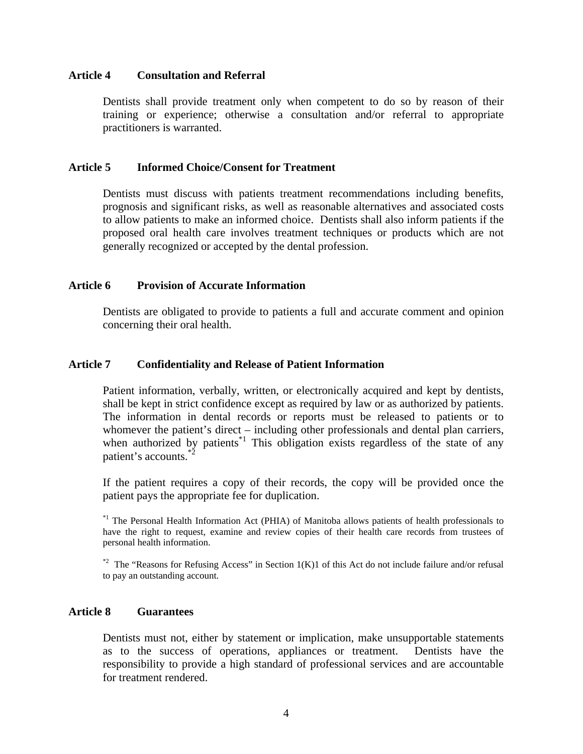### Article 4 Consultation and Referral

Dentists shall provide treatment only when competent to do so by reason of their training or experience; otherwise a consultation and/or referral to appropriate practitioners is warranted.

### Article 5 Informed Choice/Consent for Treatment

Dentists must discuss with patients treatment recommendations including benefits, prognosis and significant risks, as well as reasonable alternatives and associated costs to allow patients to make an informed choice. Dentists shall also inform patients if the proposed oral health care involves treatment techniques or products which are not generally recognized or accepted by the dental profession.

### Article 6 Provision of Accurate Information

Dentists are obligated to provide to patients a full and accurate comment and opinion concerning their oral health.

### Article 7 Confidentiality and Release of Patient Information

Patient information, verbally, written, or electronically acquired and kept by dentists, shall be kept in strict confidence except as required by law or as authorized by patients. The information in dental records or reports must be released to patients or to whomever the patient's direct – including other professionals and dental plan carriers, when authorized by patients[*1] This obligation exists regardless of the state of any patient's accounts.[*2]

If the patient requires a copy of their records, the copy will be provided once the patient pays the appropriate fee for duplication.

[*1] The Personal Health Information Act (PHIA) of Manitoba allows patients of health professionals to have the right to request, examine and review copies of their health care records from trustees of personal health information.

[*2] The "Reasons for Refusing Access" in Section 1(K)1 of this Act do not include failure and/or refusal to pay an outstanding account.

### Article 8 Guarantees

Dentists must not, either by statement or implication, make unsupportable statements as to the success of operations, appliances or treatment. Dentists have the responsibility to provide a high standard of professional services and are accountable for treatment rendered.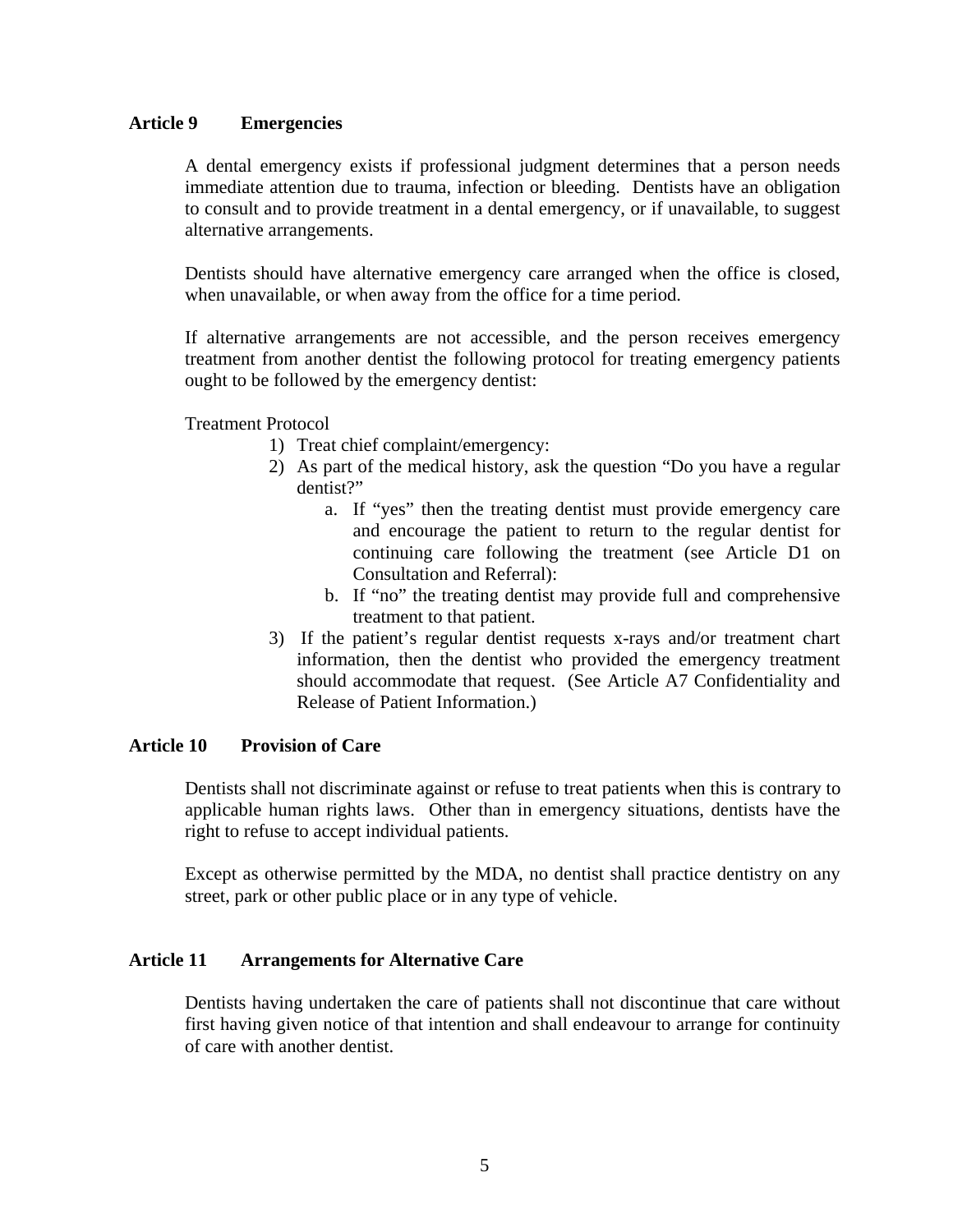## Article 9 Emergencies

A dental emergency exists if professional judgment determines that a person needs immediate attention due to trauma, infection or bleeding. Dentists have an obligation to consult and to provide treatment in a dental emergency, or if unavailable, to suggest alternative arrangements.

Dentists should have alternative emergency care arranged when the office is closed, when unavailable, or when away from the office for a time period.

If alternative arrangements are not accessible, and the person receives emergency treatment from another dentist the following protocol for treating emergency patients ought to be followed by the emergency dentist:

Treatment Protocol

1) Treat chief complaint/emergency:
2) As part of the medical history, ask the question "Do you have a regular dentist?"
   a. If "yes" then the treating dentist must provide emergency care and encourage the patient to return to the regular dentist for continuing care following the treatment (see Article D1 on Consultation and Referral):
   b. If "no" the treating dentist may provide full and comprehensive treatment to that patient.
3) If the patient's regular dentist requests x-rays and/or treatment chart information, then the dentist who provided the emergency treatment should accommodate that request. (See Article A7 Confidentiality and Release of Patient Information.)

## Article 10 Provision of Care

Dentists shall not discriminate against or refuse to treat patients when this is contrary to applicable human rights laws. Other than in emergency situations, dentists have the right to refuse to accept individual patients.

Except as otherwise permitted by the MDA, no dentist shall practice dentistry on any street, park or other public place or in any type of vehicle.

## Article 11 Arrangements for Alternative Care

Dentists having undertaken the care of patients shall not discontinue that care without first having given notice of that intention and shall endeavour to arrange for continuity of care with another dentist.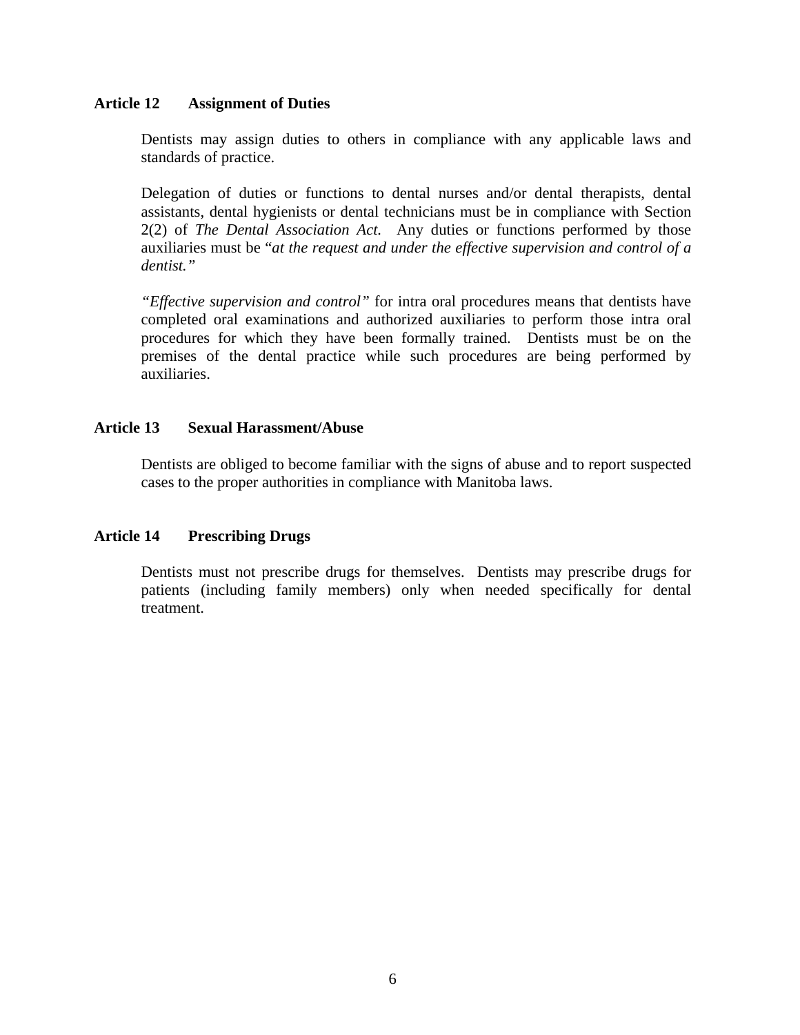**Article 12 Assignment of Duties**

Dentists may assign duties to others in compliance with any applicable laws and standards of practice.

Delegation of duties or functions to dental nurses and/or dental therapists, dental assistants, dental hygienists or dental technicians must be in compliance with Section 2(2) of *The Dental Association Act.* Any duties or functions performed by those auxiliaries must be "*at the request and under the effective supervision and control of a dentist.*"

*"Effective supervision and control"* for intra oral procedures means that dentists have completed oral examinations and authorized auxiliaries to perform those intra oral procedures for which they have been formally trained. Dentists must be on the premises of the dental practice while such procedures are being performed by auxiliaries.

**Article 13 Sexual Harassment/Abuse**

Dentists are obliged to become familiar with the signs of abuse and to report suspected cases to the proper authorities in compliance with Manitoba laws.

**Article 14 Prescribing Drugs**

Dentists must not prescribe drugs for themselves. Dentists may prescribe drugs for patients (including family members) only when needed specifically for dental treatment.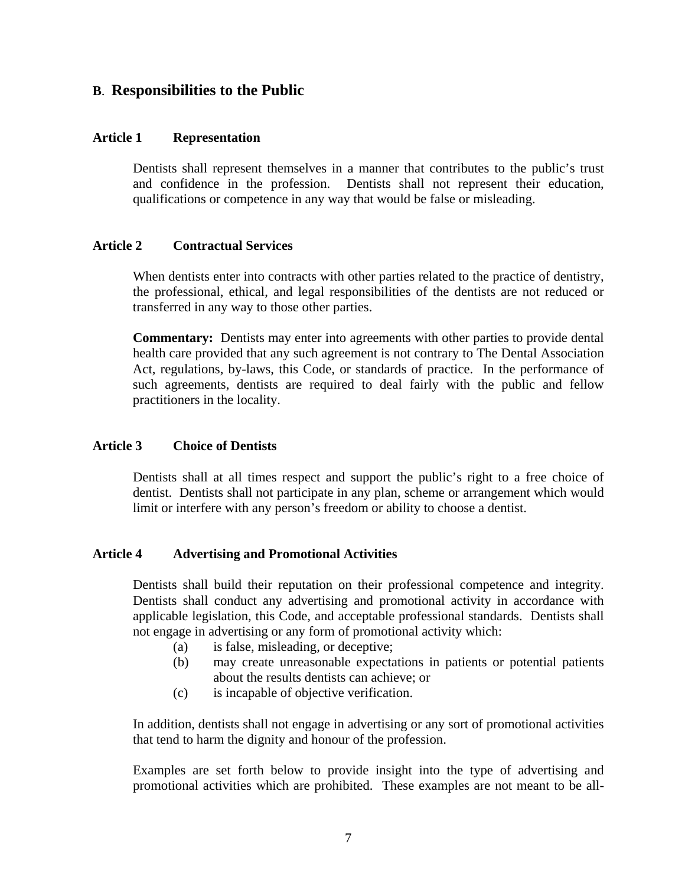## B. Responsibilities to the Public

### Article 1 Representation

Dentists shall represent themselves in a manner that contributes to the public's trust and confidence in the profession. Dentists shall not represent their education, qualifications or competence in any way that would be false or misleading.

### Article 2 Contractual Services

When dentists enter into contracts with other parties related to the practice of dentistry, the professional, ethical, and legal responsibilities of the dentists are not reduced or transferred in any way to those other parties.

**Commentary:** Dentists may enter into agreements with other parties to provide dental health care provided that any such agreement is not contrary to The Dental Association Act, regulations, by-laws, this Code, or standards of practice. In the performance of such agreements, dentists are required to deal fairly with the public and fellow practitioners in the locality.

### Article 3 Choice of Dentists

Dentists shall at all times respect and support the public's right to a free choice of dentist. Dentists shall not participate in any plan, scheme or arrangement which would limit or interfere with any person's freedom or ability to choose a dentist.

### Article 4 Advertising and Promotional Activities

Dentists shall build their reputation on their professional competence and integrity. Dentists shall conduct any advertising and promotional activity in accordance with applicable legislation, this Code, and acceptable professional standards. Dentists shall not engage in advertising or any form of promotional activity which:

- (a) is false, misleading, or deceptive;
- (b) may create unreasonable expectations in patients or potential patients about the results dentists can achieve; or
- (c) is incapable of objective verification.

In addition, dentists shall not engage in advertising or any sort of promotional activities that tend to harm the dignity and honour of the profession.

Examples are set forth below to provide insight into the type of advertising and promotional activities which are prohibited. These examples are not meant to be all-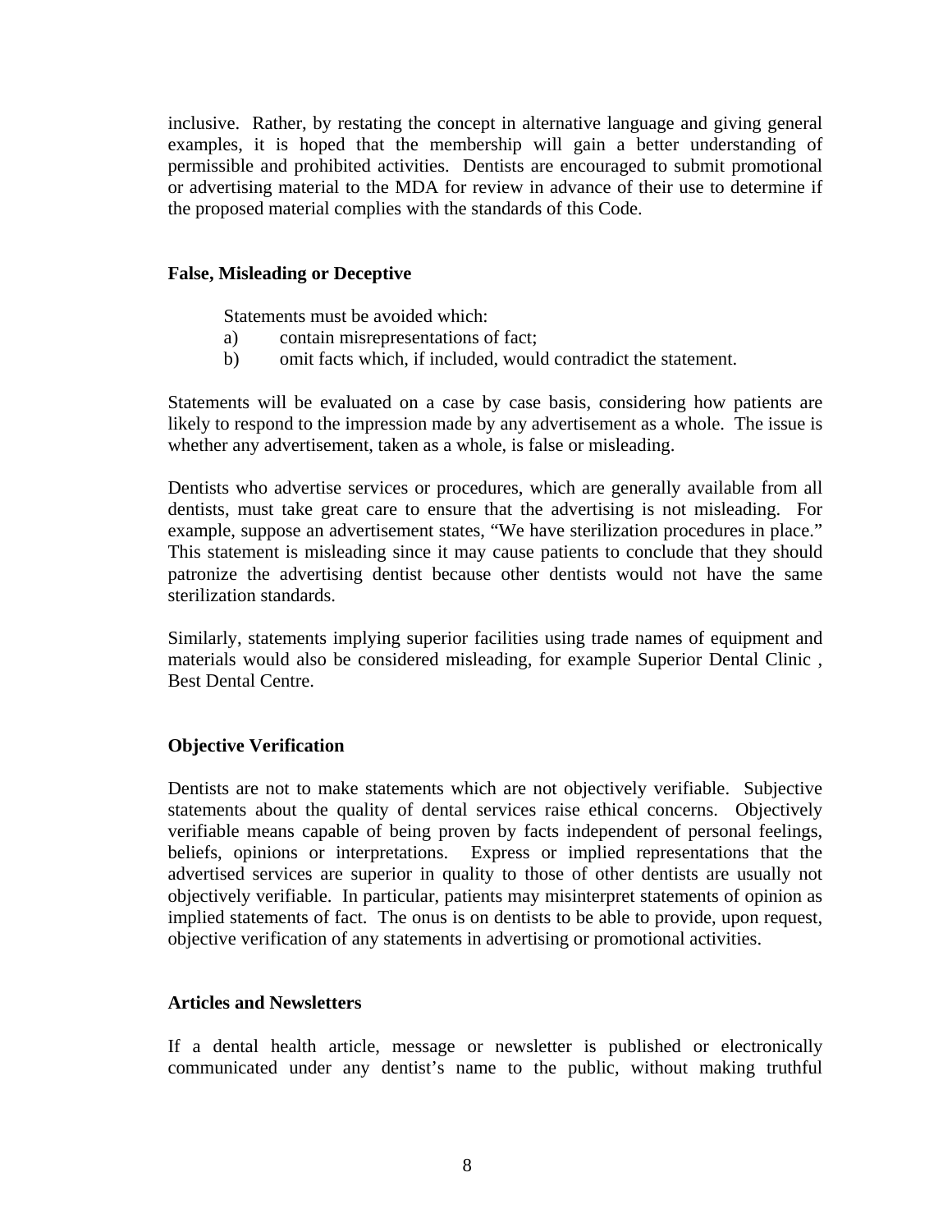inclusive. Rather, by restating the concept in alternative language and giving general examples, it is hoped that the membership will gain a better understanding of permissible and prohibited activities. Dentists are encouraged to submit promotional or advertising material to the MDA for review in advance of their use to determine if the proposed material complies with the standards of this Code.

**False, Misleading or Deceptive**

Statements must be avoided which:

a) contain misrepresentations of fact;
b) omit facts which, if included, would contradict the statement.

Statements will be evaluated on a case by case basis, considering how patients are likely to respond to the impression made by any advertisement as a whole. The issue is whether any advertisement, taken as a whole, is false or misleading.

Dentists who advertise services or procedures, which are generally available from all dentists, must take great care to ensure that the advertising is not misleading. For example, suppose an advertisement states, "We have sterilization procedures in place." This statement is misleading since it may cause patients to conclude that they should patronize the advertising dentist because other dentists would not have the same sterilization standards.

Similarly, statements implying superior facilities using trade names of equipment and materials would also be considered misleading, for example Superior Dental Clinic , Best Dental Centre.

**Objective Verification**

Dentists are not to make statements which are not objectively verifiable. Subjective statements about the quality of dental services raise ethical concerns. Objectively verifiable means capable of being proven by facts independent of personal feelings, beliefs, opinions or interpretations. Express or implied representations that the advertised services are superior in quality to those of other dentists are usually not objectively verifiable. In particular, patients may misinterpret statements of opinion as implied statements of fact. The onus is on dentists to be able to provide, upon request, objective verification of any statements in advertising or promotional activities.

**Articles and Newsletters**

If a dental health article, message or newsletter is published or electronically communicated under any dentist's name to the public, without making truthful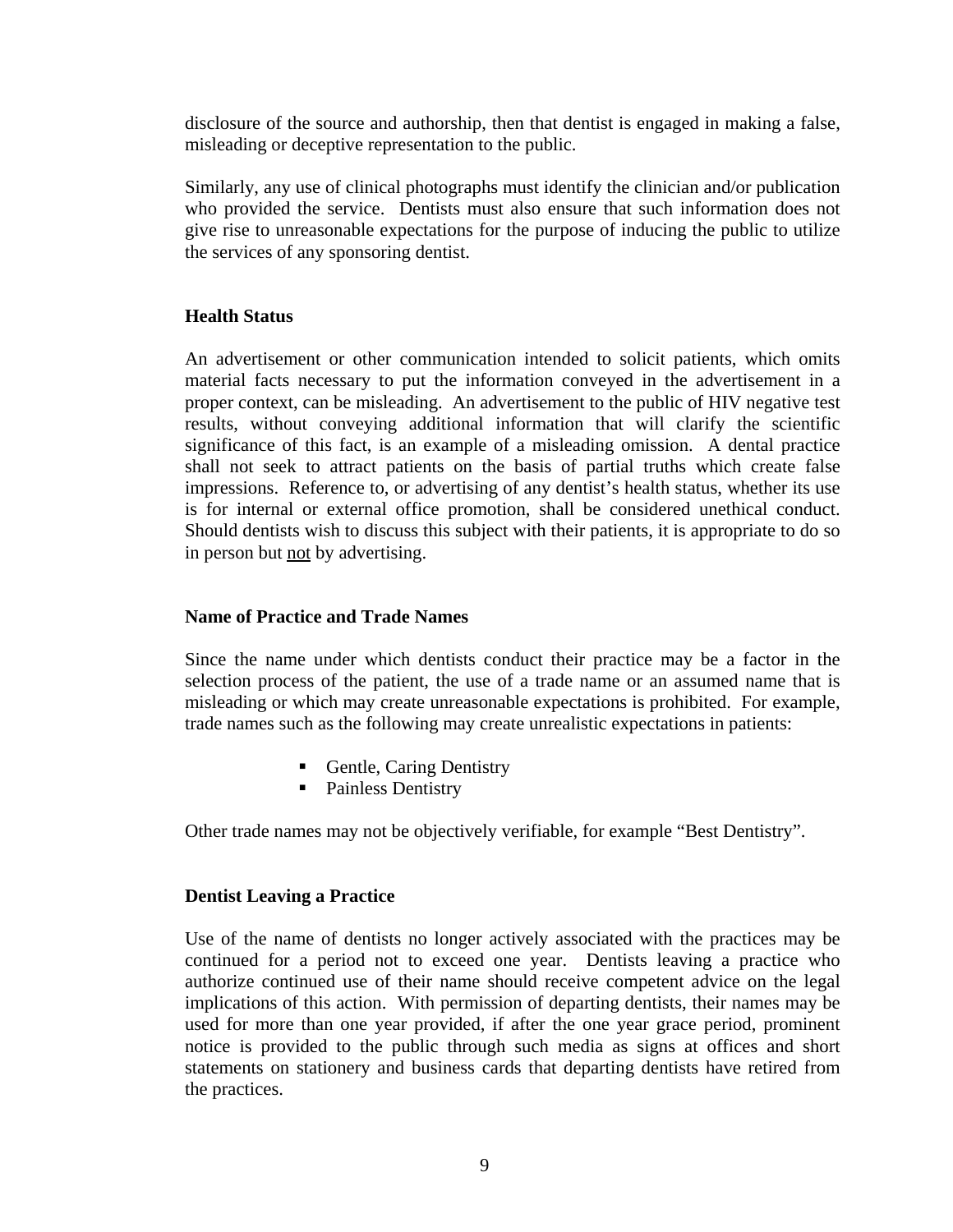disclosure of the source and authorship, then that dentist is engaged in making a false, misleading or deceptive representation to the public.

Similarly, any use of clinical photographs must identify the clinician and/or publication who provided the service. Dentists must also ensure that such information does not give rise to unreasonable expectations for the purpose of inducing the public to utilize the services of any sponsoring dentist.

### Health Status

An advertisement or other communication intended to solicit patients, which omits material facts necessary to put the information conveyed in the advertisement in a proper context, can be misleading. An advertisement to the public of HIV negative test results, without conveying additional information that will clarify the scientific significance of this fact, is an example of a misleading omission. A dental practice shall not seek to attract patients on the basis of partial truths which create false impressions. Reference to, or advertising of any dentist's health status, whether its use is for internal or external office promotion, shall be considered unethical conduct. Should dentists wish to discuss this subject with their patients, it is appropriate to do so in person but <u>not</u> by advertising.

### Name of Practice and Trade Names

Since the name under which dentists conduct their practice may be a factor in the selection process of the patient, the use of a trade name or an assumed name that is misleading or which may create unreasonable expectations is prohibited. For example, trade names such as the following may create unrealistic expectations in patients:

- Gentle, Caring Dentistry
- Painless Dentistry

Other trade names may not be objectively verifiable, for example "Best Dentistry".

### Dentist Leaving a Practice

Use of the name of dentists no longer actively associated with the practices may be continued for a period not to exceed one year. Dentists leaving a practice who authorize continued use of their name should receive competent advice on the legal implications of this action. With permission of departing dentists, their names may be used for more than one year provided, if after the one year grace period, prominent notice is provided to the public through such media as signs at offices and short statements on stationery and business cards that departing dentists have retired from the practices.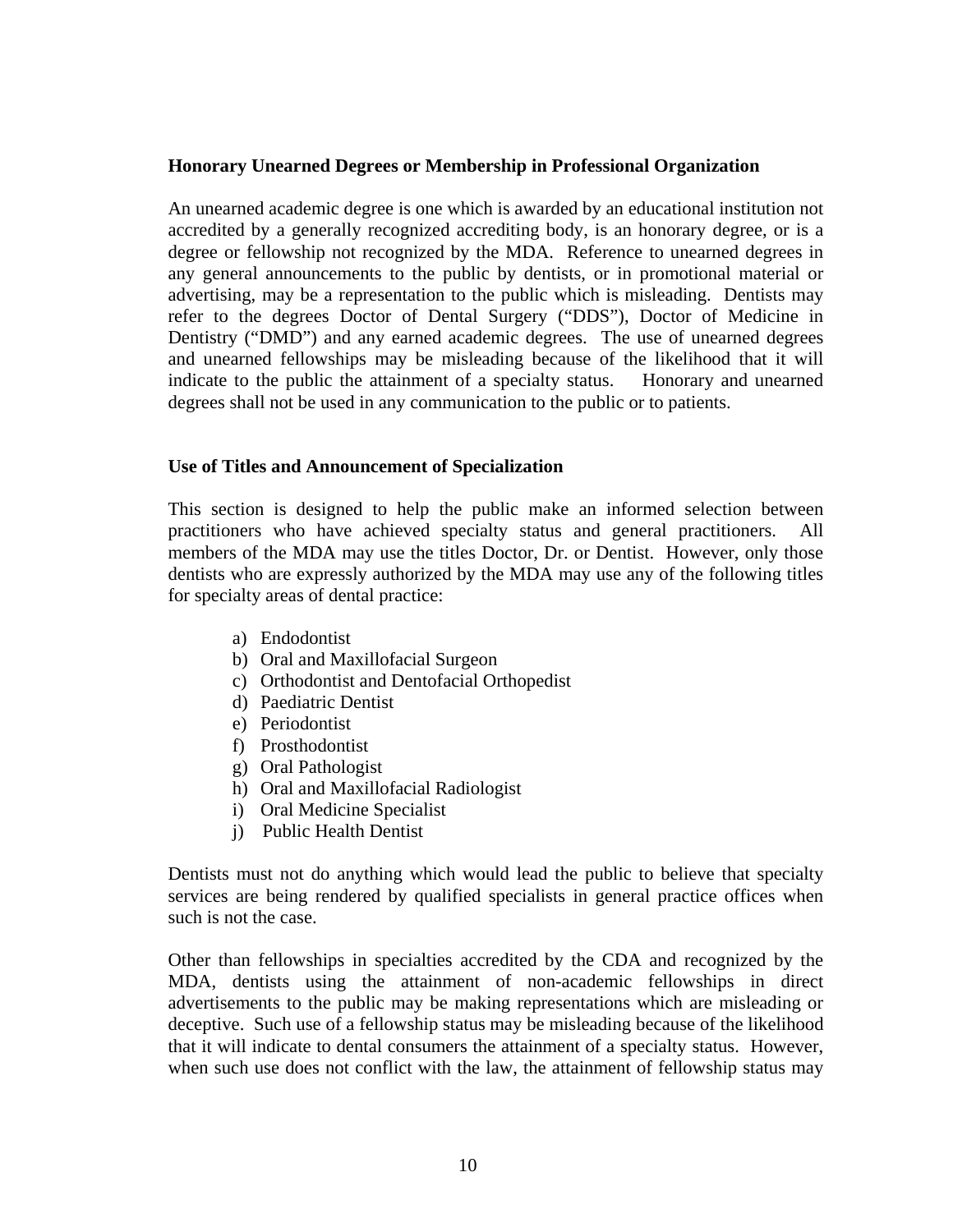### Honorary Unearned Degrees or Membership in Professional Organization

An unearned academic degree is one which is awarded by an educational institution not accredited by a generally recognized accrediting body, is an honorary degree, or is a degree or fellowship not recognized by the MDA. Reference to unearned degrees in any general announcements to the public by dentists, or in promotional material or advertising, may be a representation to the public which is misleading. Dentists may refer to the degrees Doctor of Dental Surgery ("DDS"), Doctor of Medicine in Dentistry ("DMD") and any earned academic degrees. The use of unearned degrees and unearned fellowships may be misleading because of the likelihood that it will indicate to the public the attainment of a specialty status. Honorary and unearned degrees shall not be used in any communication to the public or to patients.

### Use of Titles and Announcement of Specialization

This section is designed to help the public make an informed selection between practitioners who have achieved specialty status and general practitioners. All members of the MDA may use the titles Doctor, Dr. or Dentist. However, only those dentists who are expressly authorized by the MDA may use any of the following titles for specialty areas of dental practice:

a) Endodontist
b) Oral and Maxillofacial Surgeon
c) Orthodontist and Dentofacial Orthopedist
d) Paediatric Dentist
e) Periodontist
f) Prosthodontist
g) Oral Pathologist
h) Oral and Maxillofacial Radiologist
i) Oral Medicine Specialist
j) Public Health Dentist

Dentists must not do anything which would lead the public to believe that specialty services are being rendered by qualified specialists in general practice offices when such is not the case.

Other than fellowships in specialties accredited by the CDA and recognized by the MDA, dentists using the attainment of non-academic fellowships in direct advertisements to the public may be making representations which are misleading or deceptive. Such use of a fellowship status may be misleading because of the likelihood that it will indicate to dental consumers the attainment of a specialty status. However, when such use does not conflict with the law, the attainment of fellowship status may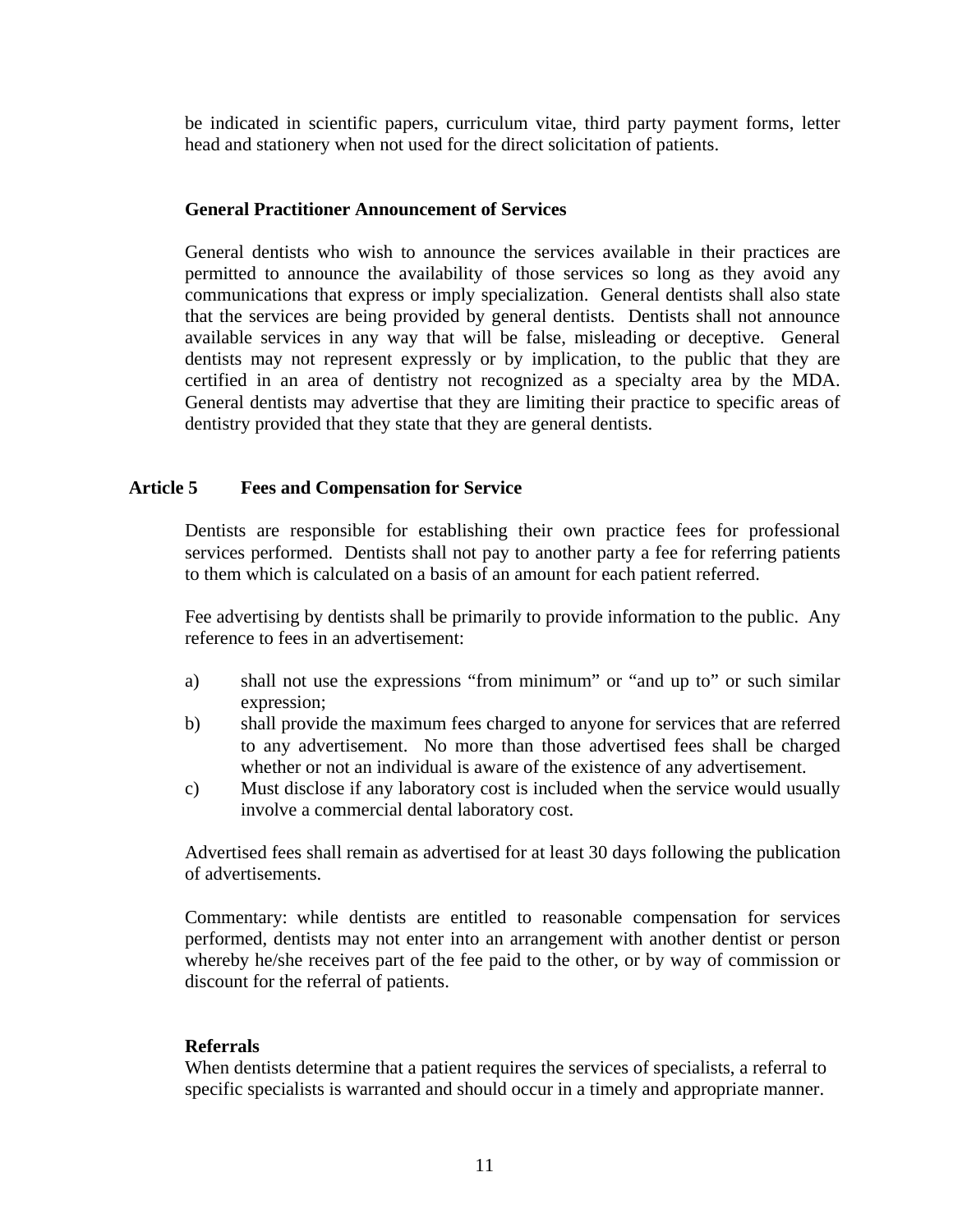be indicated in scientific papers, curriculum vitae, third party payment forms, letter head and stationery when not used for the direct solicitation of patients.

### General Practitioner Announcement of Services

General dentists who wish to announce the services available in their practices are permitted to announce the availability of those services so long as they avoid any communications that express or imply specialization. General dentists shall also state that the services are being provided by general dentists. Dentists shall not announce available services in any way that will be false, misleading or deceptive. General dentists may not represent expressly or by implication, to the public that they are certified in an area of dentistry not recognized as a specialty area by the MDA. General dentists may advertise that they are limiting their practice to specific areas of dentistry provided that they state that they are general dentists.

## Article 5 Fees and Compensation for Service

Dentists are responsible for establishing their own practice fees for professional services performed. Dentists shall not pay to another party a fee for referring patients to them which is calculated on a basis of an amount for each patient referred.

Fee advertising by dentists shall be primarily to provide information to the public. Any reference to fees in an advertisement:

a) shall not use the expressions "from minimum" or "and up to" or such similar expression;
b) shall provide the maximum fees charged to anyone for services that are referred to any advertisement. No more than those advertised fees shall be charged whether or not an individual is aware of the existence of any advertisement.
c) Must disclose if any laboratory cost is included when the service would usually involve a commercial dental laboratory cost.

Advertised fees shall remain as advertised for at least 30 days following the publication of advertisements.

Commentary: while dentists are entitled to reasonable compensation for services performed, dentists may not enter into an arrangement with another dentist or person whereby he/she receives part of the fee paid to the other, or by way of commission or discount for the referral of patients.

### Referrals

When dentists determine that a patient requires the services of specialists, a referral to specific specialists is warranted and should occur in a timely and appropriate manner.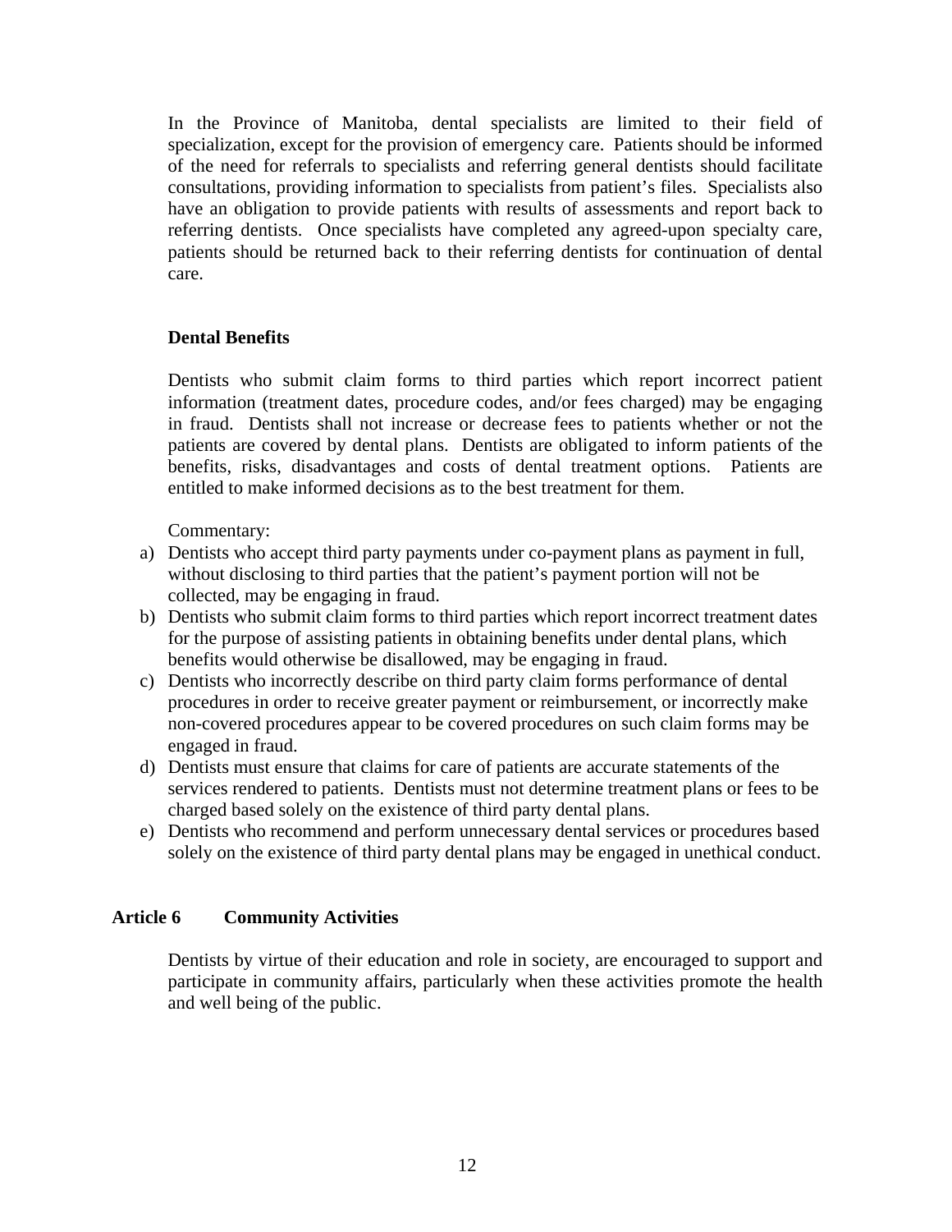In the Province of Manitoba, dental specialists are limited to their field of specialization, except for the provision of emergency care. Patients should be informed of the need for referrals to specialists and referring general dentists should facilitate consultations, providing information to specialists from patient's files. Specialists also have an obligation to provide patients with results of assessments and report back to referring dentists. Once specialists have completed any agreed-upon specialty care, patients should be returned back to their referring dentists for continuation of dental care.

**Dental Benefits**

Dentists who submit claim forms to third parties which report incorrect patient information (treatment dates, procedure codes, and/or fees charged) may be engaging in fraud. Dentists shall not increase or decrease fees to patients whether or not the patients are covered by dental plans. Dentists are obligated to inform patients of the benefits, risks, disadvantages and costs of dental treatment options. Patients are entitled to make informed decisions as to the best treatment for them.

Commentary:

a) Dentists who accept third party payments under co-payment plans as payment in full, without disclosing to third parties that the patient's payment portion will not be collected, may be engaging in fraud.
b) Dentists who submit claim forms to third parties which report incorrect treatment dates for the purpose of assisting patients in obtaining benefits under dental plans, which benefits would otherwise be disallowed, may be engaging in fraud.
c) Dentists who incorrectly describe on third party claim forms performance of dental procedures in order to receive greater payment or reimbursement, or incorrectly make non-covered procedures appear to be covered procedures on such claim forms may be engaged in fraud.
d) Dentists must ensure that claims for care of patients are accurate statements of the services rendered to patients. Dentists must not determine treatment plans or fees to be charged based solely on the existence of third party dental plans.
e) Dentists who recommend and perform unnecessary dental services or procedures based solely on the existence of third party dental plans may be engaged in unethical conduct.

## Article 6 Community Activities

Dentists by virtue of their education and role in society, are encouraged to support and participate in community affairs, particularly when these activities promote the health and well being of the public.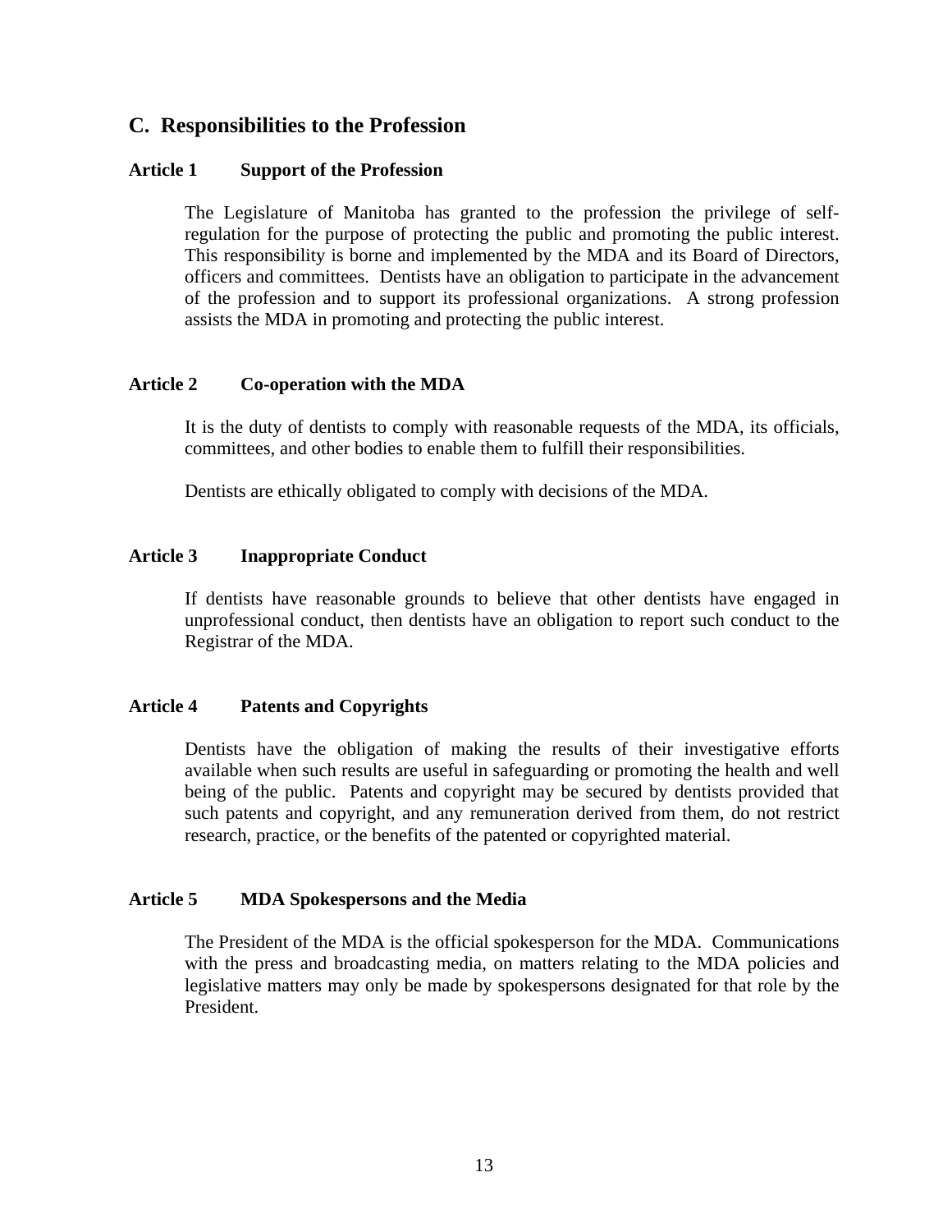## C. Responsibilities to the Profession

### Article 1 Support of the Profession

The Legislature of Manitoba has granted to the profession the privilege of self-regulation for the purpose of protecting the public and promoting the public interest. This responsibility is borne and implemented by the MDA and its Board of Directors, officers and committees. Dentists have an obligation to participate in the advancement of the profession and to support its professional organizations. A strong profession assists the MDA in promoting and protecting the public interest.

### Article 2 Co-operation with the MDA

It is the duty of dentists to comply with reasonable requests of the MDA, its officials, committees, and other bodies to enable them to fulfill their responsibilities.

Dentists are ethically obligated to comply with decisions of the MDA.

### Article 3 Inappropriate Conduct

If dentists have reasonable grounds to believe that other dentists have engaged in unprofessional conduct, then dentists have an obligation to report such conduct to the Registrar of the MDA.

### Article 4 Patents and Copyrights

Dentists have the obligation of making the results of their investigative efforts available when such results are useful in safeguarding or promoting the health and well being of the public. Patents and copyright may be secured by dentists provided that such patents and copyright, and any remuneration derived from them, do not restrict research, practice, or the benefits of the patented or copyrighted material.

### Article 5 MDA Spokespersons and the Media

The President of the MDA is the official spokesperson for the MDA. Communications with the press and broadcasting media, on matters relating to the MDA policies and legislative matters may only be made by spokespersons designated for that role by the President.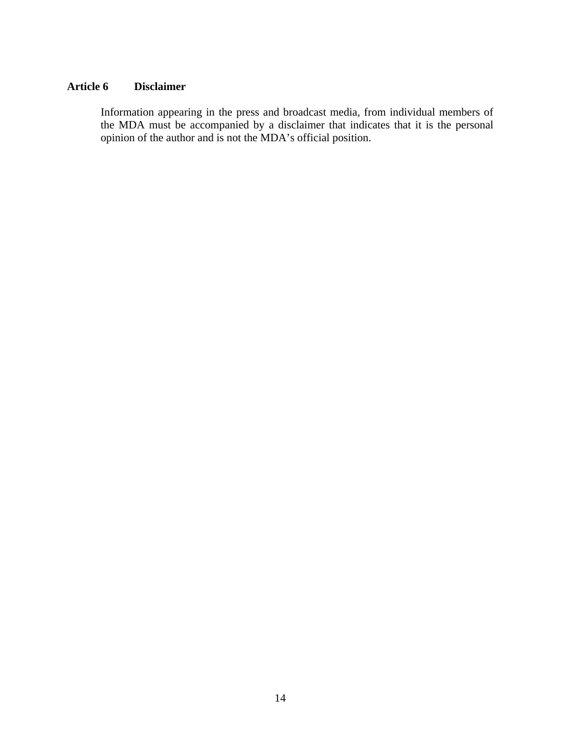### Article 6 Disclaimer

Information appearing in the press and broadcast media, from individual members of the MDA must be accompanied by a disclaimer that indicates that it is the personal opinion of the author and is not the MDA's official position.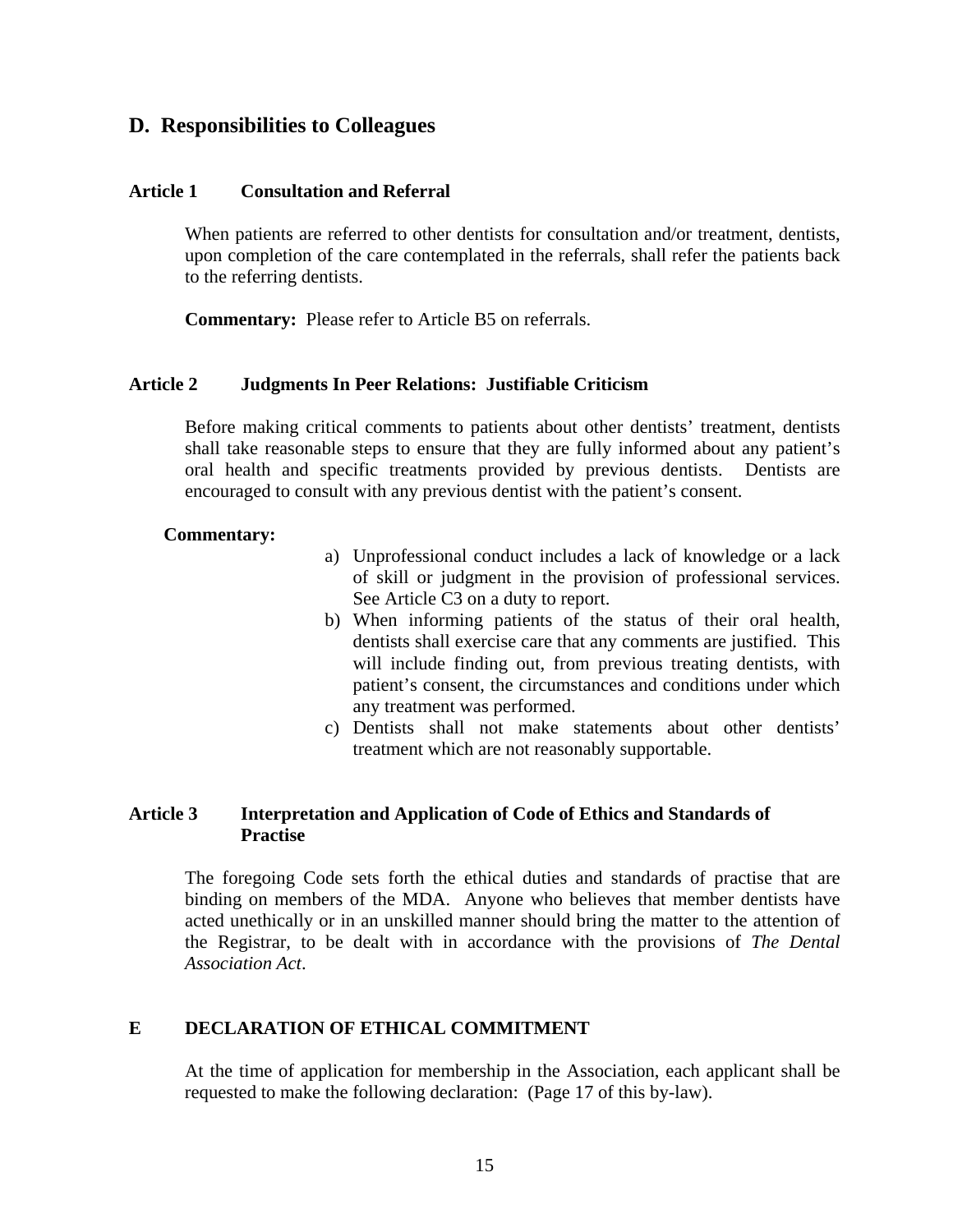## D. Responsibilities to Colleagues

### Article 1 Consultation and Referral

When patients are referred to other dentists for consultation and/or treatment, dentists, upon completion of the care contemplated in the referrals, shall refer the patients back to the referring dentists.

**Commentary:** Please refer to Article B5 on referrals.

### Article 2 Judgments In Peer Relations: Justifiable Criticism

Before making critical comments to patients about other dentists' treatment, dentists shall take reasonable steps to ensure that they are fully informed about any patient's oral health and specific treatments provided by previous dentists. Dentists are encouraged to consult with any previous dentist with the patient's consent.

**Commentary:**

a) Unprofessional conduct includes a lack of knowledge or a lack of skill or judgment in the provision of professional services. See Article C3 on a duty to report.
b) When informing patients of the status of their oral health, dentists shall exercise care that any comments are justified. This will include finding out, from previous treating dentists, with patient's consent, the circumstances and conditions under which any treatment was performed.
c) Dentists shall not make statements about other dentists' treatment which are not reasonably supportable.

### Article 3 Interpretation and Application of Code of Ethics and Standards of Practise

The foregoing Code sets forth the ethical duties and standards of practise that are binding on members of the MDA. Anyone who believes that member dentists have acted unethically or in an unskilled manner should bring the matter to the attention of the Registrar, to be dealt with in accordance with the provisions of *The Dental Association Act*.

## E DECLARATION OF ETHICAL COMMITMENT

At the time of application for membership in the Association, each applicant shall be requested to make the following declaration: (Page 17 of this by-law).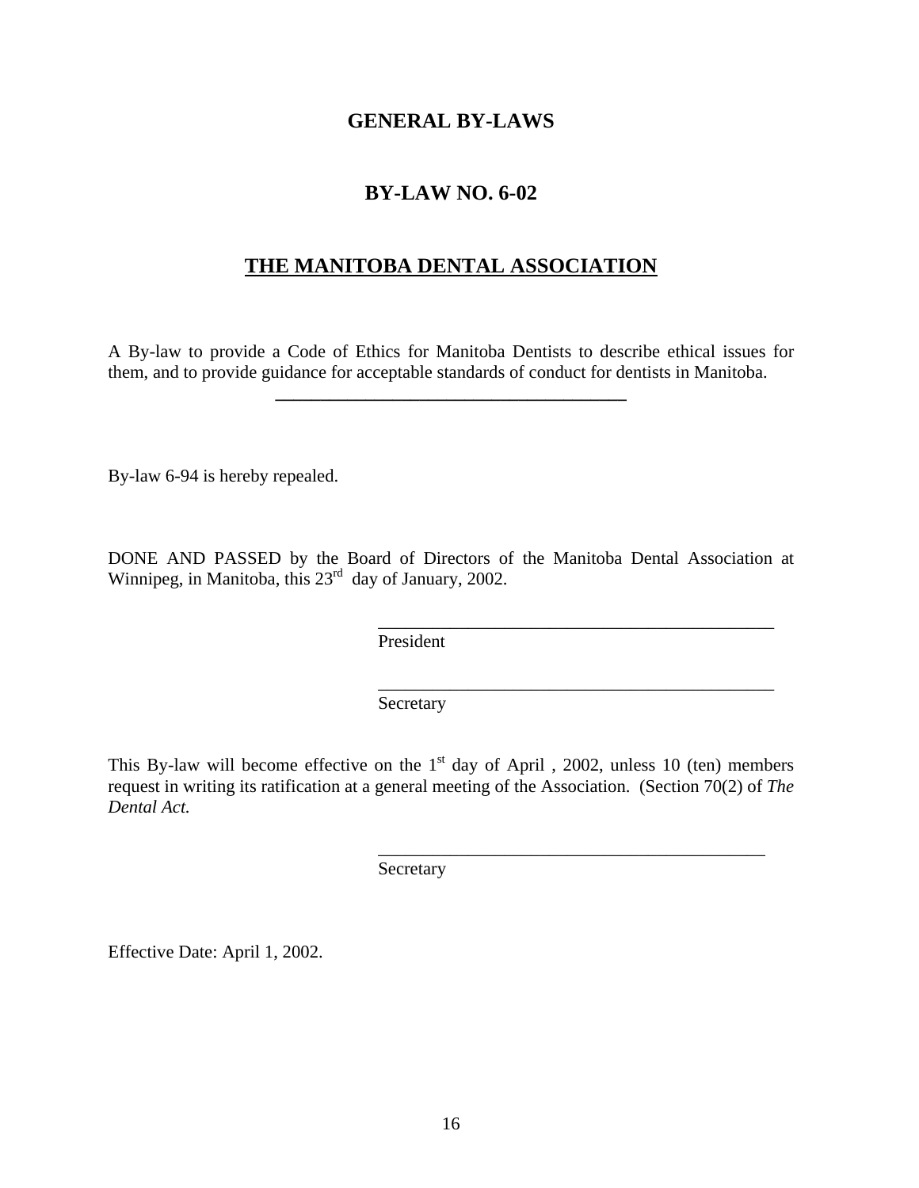# GENERAL BY-LAWS

## BY-LAW NO. 6-02

## THE MANITOBA DENTAL ASSOCIATION

A By-law to provide a Code of Ethics for Manitoba Dentists to describe ethical issues for them, and to provide guidance for acceptable standards of conduct for dentists in Manitoba.

---

By-law 6-94 is hereby repealed.

DONE AND PASSED by the Board of Directors of the Manitoba Dental Association at Winnipeg, in Manitoba, this 23rd day of January, 2002.

\_\_\_\_\_\_\_\_\_\_\_\_\_\_\_\_\_\_\_\_\_\_\_\_\_\_\_\_\_\_\_\_\_\_\_\_\_\_\_\_\_\_\_\_
President

\_\_\_\_\_\_\_\_\_\_\_\_\_\_\_\_\_\_\_\_\_\_\_\_\_\_\_\_\_\_\_\_\_\_\_\_\_\_\_\_\_\_\_\_
Secretary

This By-law will become effective on the 1st day of April , 2002, unless 10 (ten) members request in writing its ratification at a general meeting of the Association. (Section 70(2) of *The Dental Act.*

\_\_\_\_\_\_\_\_\_\_\_\_\_\_\_\_\_\_\_\_\_\_\_\_\_\_\_\_\_\_\_\_\_\_\_\_\_\_\_\_\_\_\_\_
Secretary

Effective Date: April 1, 2002.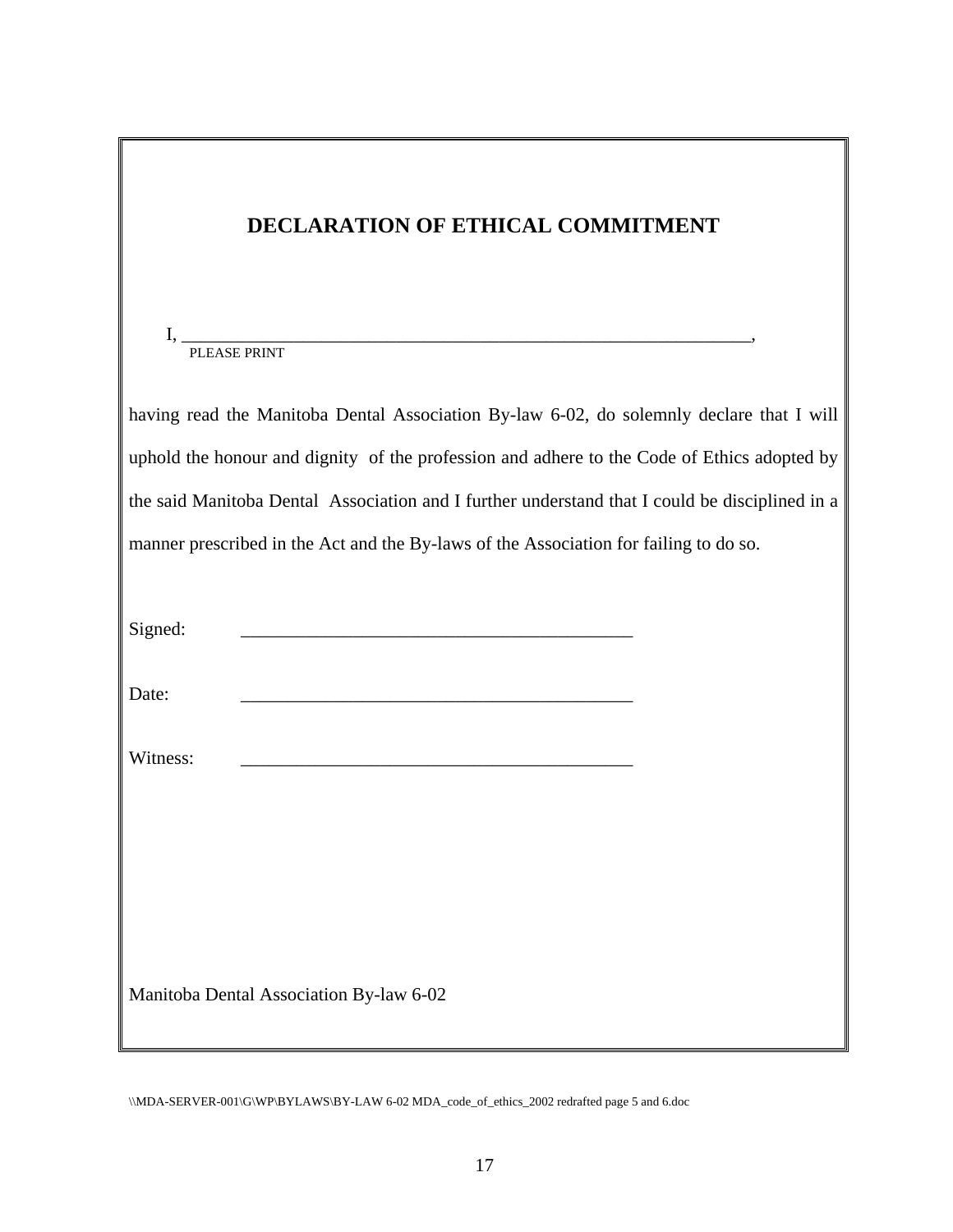## DECLARATION OF ETHICAL COMMITMENT

I, ________________________________________________________________,
PLEASE PRINT

having read the Manitoba Dental Association By-law 6-02, do solemnly declare that I will uphold the honour and dignity of the profession and adhere to the Code of Ethics adopted by the said Manitoba Dental Association and I further understand that I could be disciplined in a manner prescribed in the Act and the By-laws of the Association for failing to do so.

Signed: ___________________________________________

Date: ___________________________________________

Witness: ___________________________________________

Manitoba Dental Association By-law 6-02

\\MDA-SERVER-001\G\WP\BYLAWS\BY-LAW 6-02 MDA_code_of_ethics_2002 redrafted page 5 and 6.doc